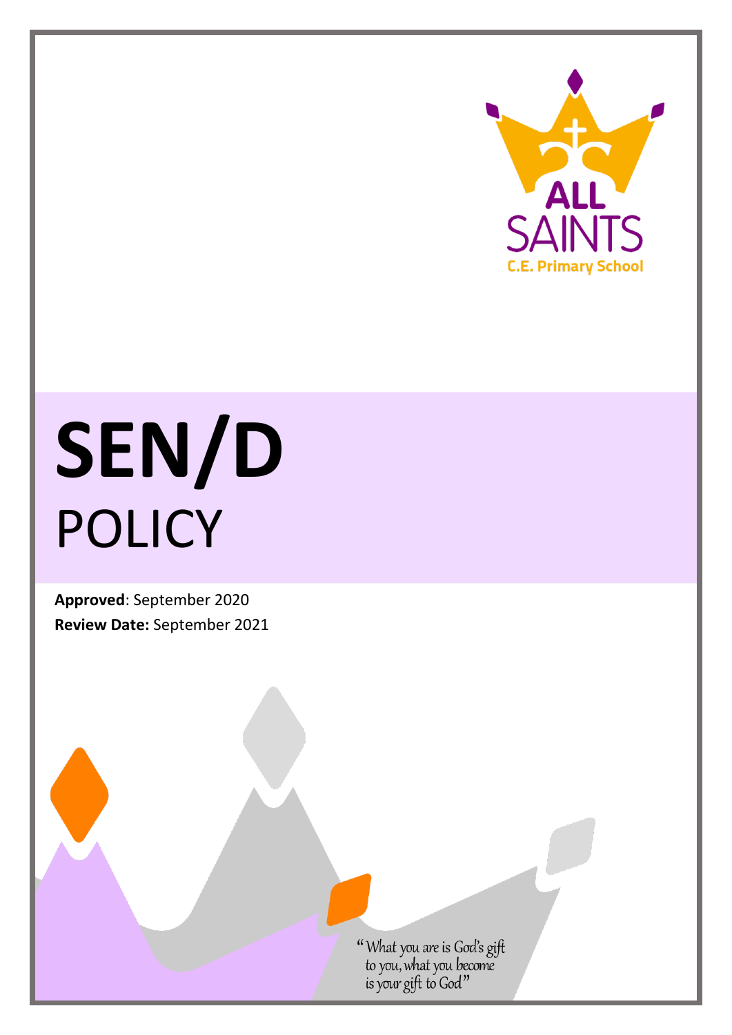ALL SAINTS
C.E. Primary School

# SEN/D
POLICY

**Approved**: September 2020
**Review Date:** September 2021

"What you are is God's gift to you, what you become is your gift to God"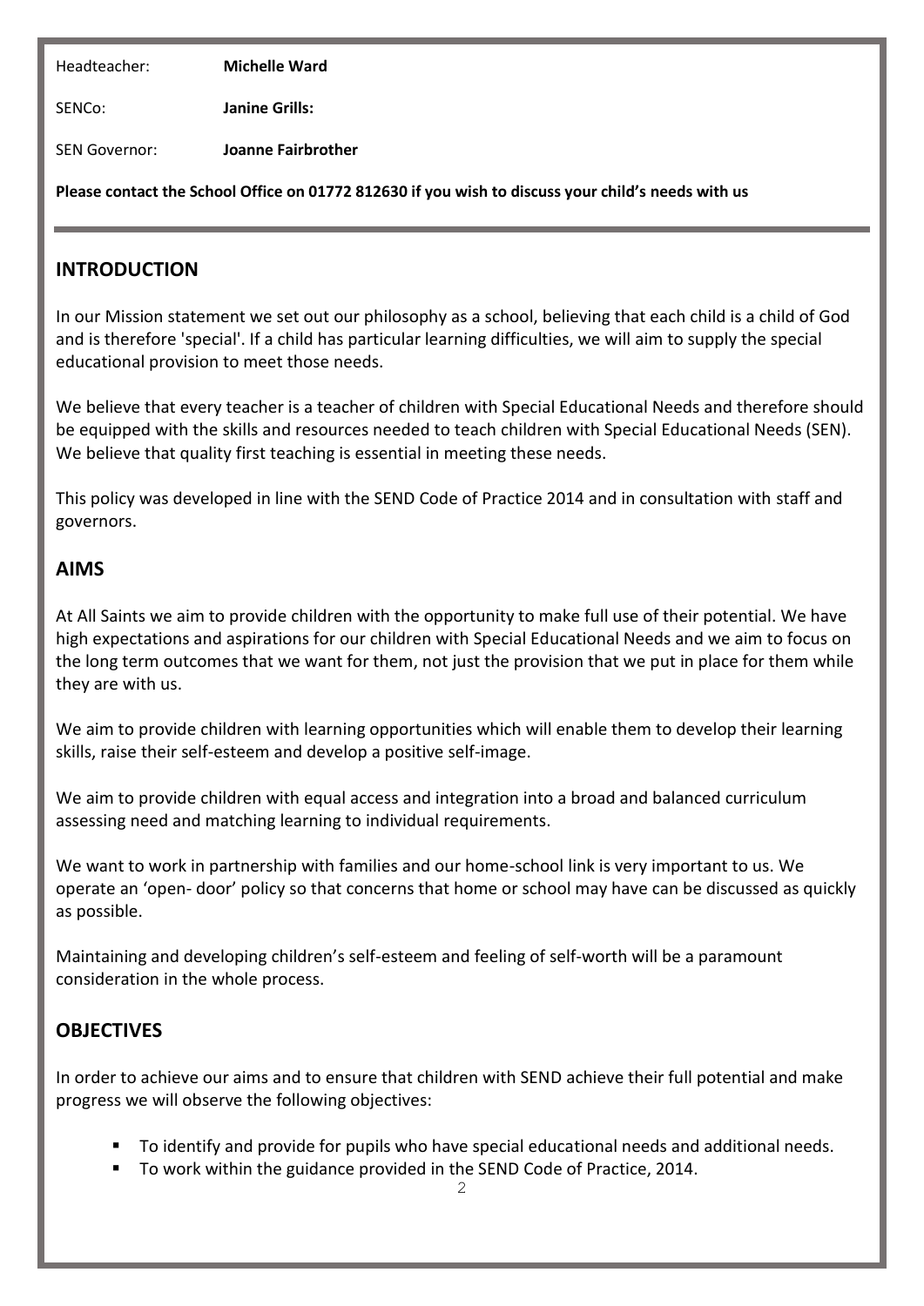Headteacher: **Michelle Ward**

SENCo: **Janine Grills:**

SEN Governor: **Joanne Fairbrother**

**Please contact the School Office on 01772 812630 if you wish to discuss your child's needs with us**

## INTRODUCTION

In our Mission statement we set out our philosophy as a school, believing that each child is a child of God and is therefore 'special'. If a child has particular learning difficulties, we will aim to supply the special educational provision to meet those needs.

We believe that every teacher is a teacher of children with Special Educational Needs and therefore should be equipped with the skills and resources needed to teach children with Special Educational Needs (SEN). We believe that quality first teaching is essential in meeting these needs.

This policy was developed in line with the SEND Code of Practice 2014 and in consultation with staff and governors.

## AIMS

At All Saints we aim to provide children with the opportunity to make full use of their potential. We have high expectations and aspirations for our children with Special Educational Needs and we aim to focus on the long term outcomes that we want for them, not just the provision that we put in place for them while they are with us.

We aim to provide children with learning opportunities which will enable them to develop their learning skills, raise their self-esteem and develop a positive self-image.

We aim to provide children with equal access and integration into a broad and balanced curriculum assessing need and matching learning to individual requirements.

We want to work in partnership with families and our home-school link is very important to us. We operate an 'open- door' policy so that concerns that home or school may have can be discussed as quickly as possible.

Maintaining and developing children's self-esteem and feeling of self-worth will be a paramount consideration in the whole process.

## OBJECTIVES

In order to achieve our aims and to ensure that children with SEND achieve their full potential and make progress we will observe the following objectives:

- To identify and provide for pupils who have special educational needs and additional needs.
- To work within the guidance provided in the SEND Code of Practice, 2014.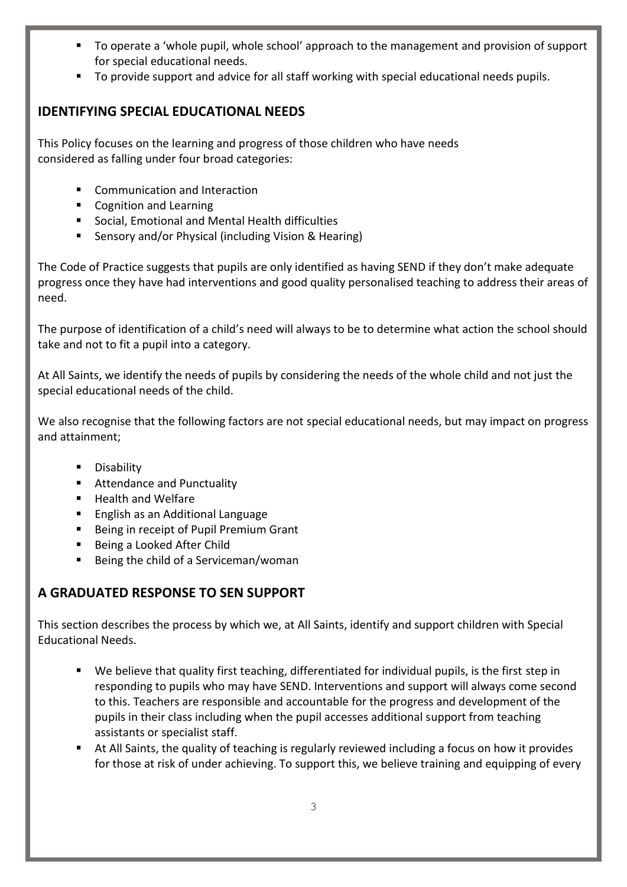- To operate a 'whole pupil, whole school' approach to the management and provision of support for special educational needs.
- To provide support and advice for all staff working with special educational needs pupils.

## IDENTIFYING SPECIAL EDUCATIONAL NEEDS

This Policy focuses on the learning and progress of those children who have needs considered as falling under four broad categories:

- Communication and Interaction
- Cognition and Learning
- Social, Emotional and Mental Health difficulties
- Sensory and/or Physical (including Vision & Hearing)

The Code of Practice suggests that pupils are only identified as having SEND if they don't make adequate progress once they have had interventions and good quality personalised teaching to address their areas of need.

The purpose of identification of a child's need will always to be to determine what action the school should take and not to fit a pupil into a category.

At All Saints, we identify the needs of pupils by considering the needs of the whole child and not just the special educational needs of the child.

We also recognise that the following factors are not special educational needs, but may impact on progress and attainment;

- Disability
- Attendance and Punctuality
- Health and Welfare
- English as an Additional Language
- Being in receipt of Pupil Premium Grant
- Being a Looked After Child
- Being the child of a Serviceman/woman

## A GRADUATED RESPONSE TO SEN SUPPORT

This section describes the process by which we, at All Saints, identify and support children with Special Educational Needs.

- We believe that quality first teaching, differentiated for individual pupils, is the first step in responding to pupils who may have SEND. Interventions and support will always come second to this. Teachers are responsible and accountable for the progress and development of the pupils in their class including when the pupil accesses additional support from teaching assistants or specialist staff.
- At All Saints, the quality of teaching is regularly reviewed including a focus on how it provides for those at risk of under achieving. To support this, we believe training and equipping of every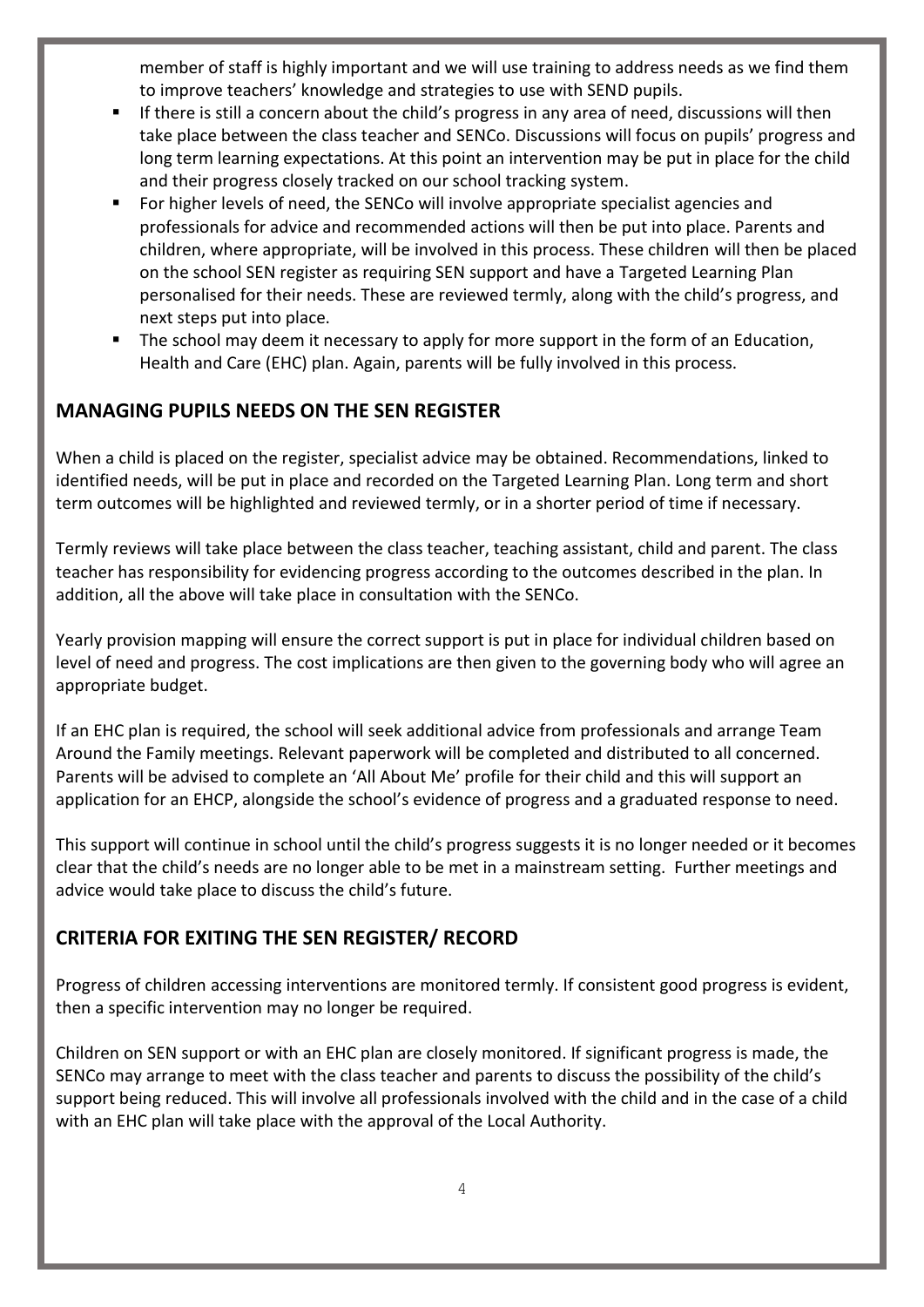member of staff is highly important and we will use training to address needs as we find them to improve teachers' knowledge and strategies to use with SEND pupils.

- If there is still a concern about the child's progress in any area of need, discussions will then take place between the class teacher and SENCo. Discussions will focus on pupils' progress and long term learning expectations. At this point an intervention may be put in place for the child and their progress closely tracked on our school tracking system.
- For higher levels of need, the SENCo will involve appropriate specialist agencies and professionals for advice and recommended actions will then be put into place. Parents and children, where appropriate, will be involved in this process. These children will then be placed on the school SEN register as requiring SEN support and have a Targeted Learning Plan personalised for their needs. These are reviewed termly, along with the child's progress, and next steps put into place.
- The school may deem it necessary to apply for more support in the form of an Education, Health and Care (EHC) plan. Again, parents will be fully involved in this process.

## MANAGING PUPILS NEEDS ON THE SEN REGISTER

When a child is placed on the register, specialist advice may be obtained. Recommendations, linked to identified needs, will be put in place and recorded on the Targeted Learning Plan. Long term and short term outcomes will be highlighted and reviewed termly, or in a shorter period of time if necessary.

Termly reviews will take place between the class teacher, teaching assistant, child and parent. The class teacher has responsibility for evidencing progress according to the outcomes described in the plan. In addition, all the above will take place in consultation with the SENCo.

Yearly provision mapping will ensure the correct support is put in place for individual children based on level of need and progress. The cost implications are then given to the governing body who will agree an appropriate budget.

If an EHC plan is required, the school will seek additional advice from professionals and arrange Team Around the Family meetings. Relevant paperwork will be completed and distributed to all concerned. Parents will be advised to complete an 'All About Me' profile for their child and this will support an application for an EHCP, alongside the school's evidence of progress and a graduated response to need.

This support will continue in school until the child's progress suggests it is no longer needed or it becomes clear that the child's needs are no longer able to be met in a mainstream setting. Further meetings and advice would take place to discuss the child's future.

## CRITERIA FOR EXITING THE SEN REGISTER/ RECORD

Progress of children accessing interventions are monitored termly. If consistent good progress is evident, then a specific intervention may no longer be required.

Children on SEN support or with an EHC plan are closely monitored. If significant progress is made, the SENCo may arrange to meet with the class teacher and parents to discuss the possibility of the child's support being reduced. This will involve all professionals involved with the child and in the case of a child with an EHC plan will take place with the approval of the Local Authority.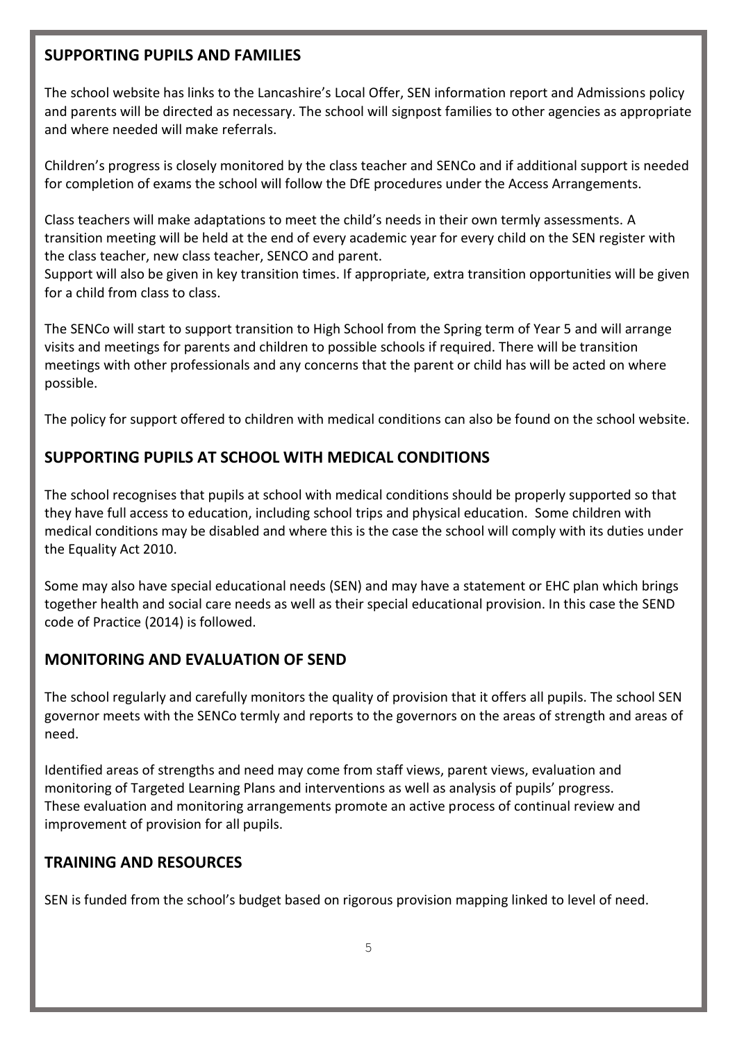## SUPPORTING PUPILS AND FAMILIES

The school website has links to the Lancashire's Local Offer, SEN information report and Admissions policy and parents will be directed as necessary. The school will signpost families to other agencies as appropriate and where needed will make referrals.

Children's progress is closely monitored by the class teacher and SENCo and if additional support is needed for completion of exams the school will follow the DfE procedures under the Access Arrangements.

Class teachers will make adaptations to meet the child's needs in their own termly assessments. A transition meeting will be held at the end of every academic year for every child on the SEN register with the class teacher, new class teacher, SENCO and parent.
Support will also be given in key transition times. If appropriate, extra transition opportunities will be given for a child from class to class.

The SENCo will start to support transition to High School from the Spring term of Year 5 and will arrange visits and meetings for parents and children to possible schools if required. There will be transition meetings with other professionals and any concerns that the parent or child has will be acted on where possible.

The policy for support offered to children with medical conditions can also be found on the school website.

## SUPPORTING PUPILS AT SCHOOL WITH MEDICAL CONDITIONS

The school recognises that pupils at school with medical conditions should be properly supported so that they have full access to education, including school trips and physical education. Some children with medical conditions may be disabled and where this is the case the school will comply with its duties under the Equality Act 2010.

Some may also have special educational needs (SEN) and may have a statement or EHC plan which brings together health and social care needs as well as their special educational provision. In this case the SEND code of Practice (2014) is followed.

## MONITORING AND EVALUATION OF SEND

The school regularly and carefully monitors the quality of provision that it offers all pupils. The school SEN governor meets with the SENCo termly and reports to the governors on the areas of strength and areas of need.

Identified areas of strengths and need may come from staff views, parent views, evaluation and monitoring of Targeted Learning Plans and interventions as well as analysis of pupils' progress.
These evaluation and monitoring arrangements promote an active process of continual review and improvement of provision for all pupils.

## TRAINING AND RESOURCES

SEN is funded from the school's budget based on rigorous provision mapping linked to level of need.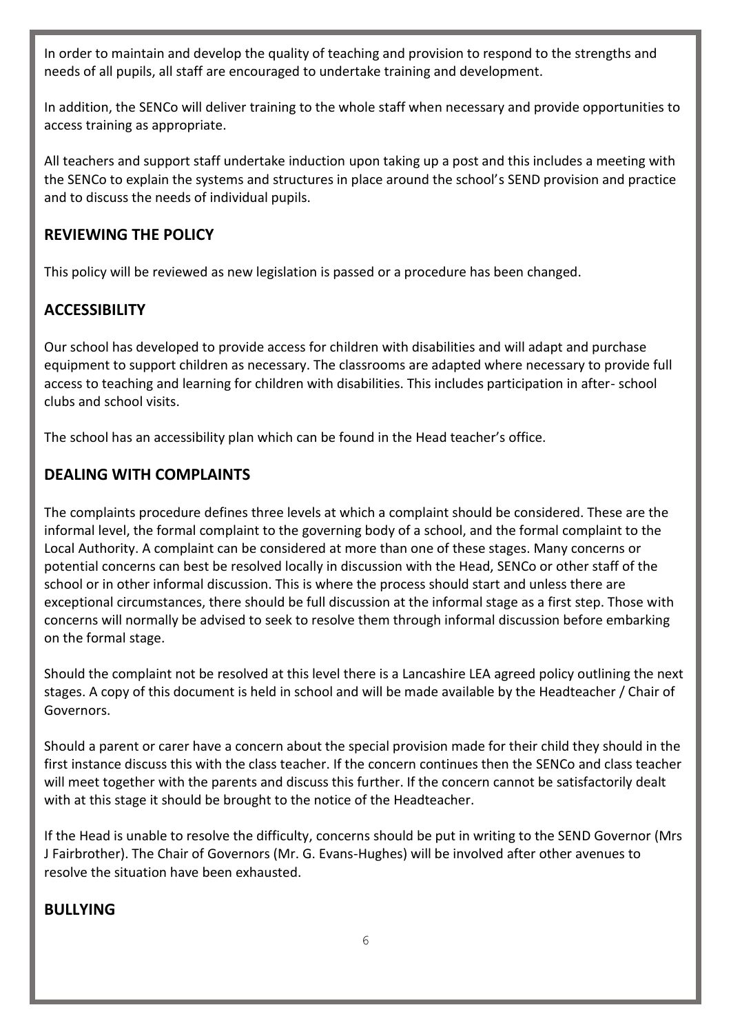In order to maintain and develop the quality of teaching and provision to respond to the strengths and needs of all pupils, all staff are encouraged to undertake training and development.

In addition, the SENCo will deliver training to the whole staff when necessary and provide opportunities to access training as appropriate.

All teachers and support staff undertake induction upon taking up a post and this includes a meeting with the SENCo to explain the systems and structures in place around the school's SEND provision and practice and to discuss the needs of individual pupils.

## REVIEWING THE POLICY

This policy will be reviewed as new legislation is passed or a procedure has been changed.

## ACCESSIBILITY

Our school has developed to provide access for children with disabilities and will adapt and purchase equipment to support children as necessary. The classrooms are adapted where necessary to provide full access to teaching and learning for children with disabilities. This includes participation in after- school clubs and school visits.

The school has an accessibility plan which can be found in the Head teacher's office.

## DEALING WITH COMPLAINTS

The complaints procedure defines three levels at which a complaint should be considered. These are the informal level, the formal complaint to the governing body of a school, and the formal complaint to the Local Authority. A complaint can be considered at more than one of these stages. Many concerns or potential concerns can best be resolved locally in discussion with the Head, SENCo or other staff of the school or in other informal discussion. This is where the process should start and unless there are exceptional circumstances, there should be full discussion at the informal stage as a first step. Those with concerns will normally be advised to seek to resolve them through informal discussion before embarking on the formal stage.

Should the complaint not be resolved at this level there is a Lancashire LEA agreed policy outlining the next stages. A copy of this document is held in school and will be made available by the Headteacher / Chair of Governors.

Should a parent or carer have a concern about the special provision made for their child they should in the first instance discuss this with the class teacher. If the concern continues then the SENCo and class teacher will meet together with the parents and discuss this further. If the concern cannot be satisfactorily dealt with at this stage it should be brought to the notice of the Headteacher.

If the Head is unable to resolve the difficulty, concerns should be put in writing to the SEND Governor (Mrs J Fairbrother). The Chair of Governors (Mr. G. Evans-Hughes) will be involved after other avenues to resolve the situation have been exhausted.

## BULLYING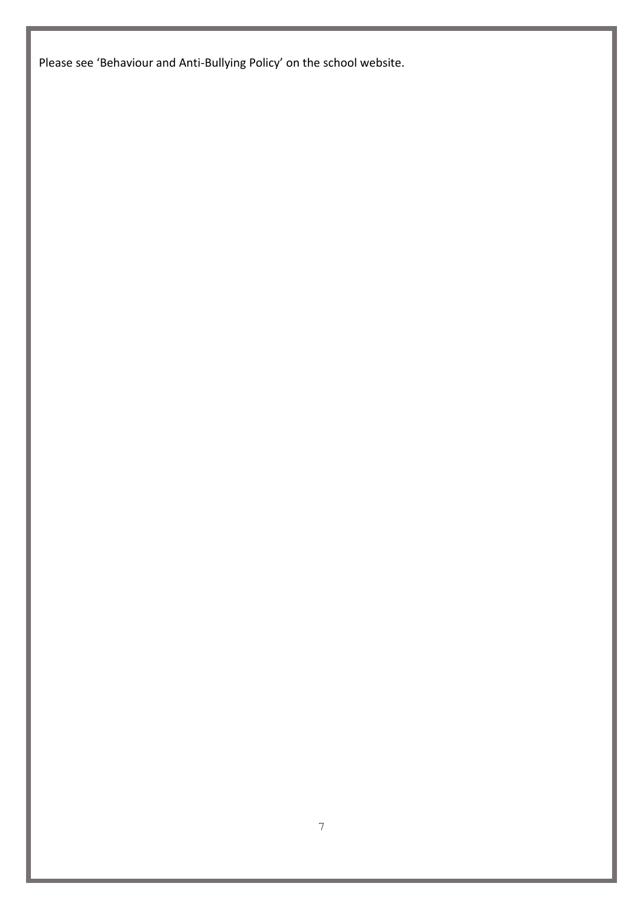Please see 'Behaviour and Anti-Bullying Policy' on the school website.